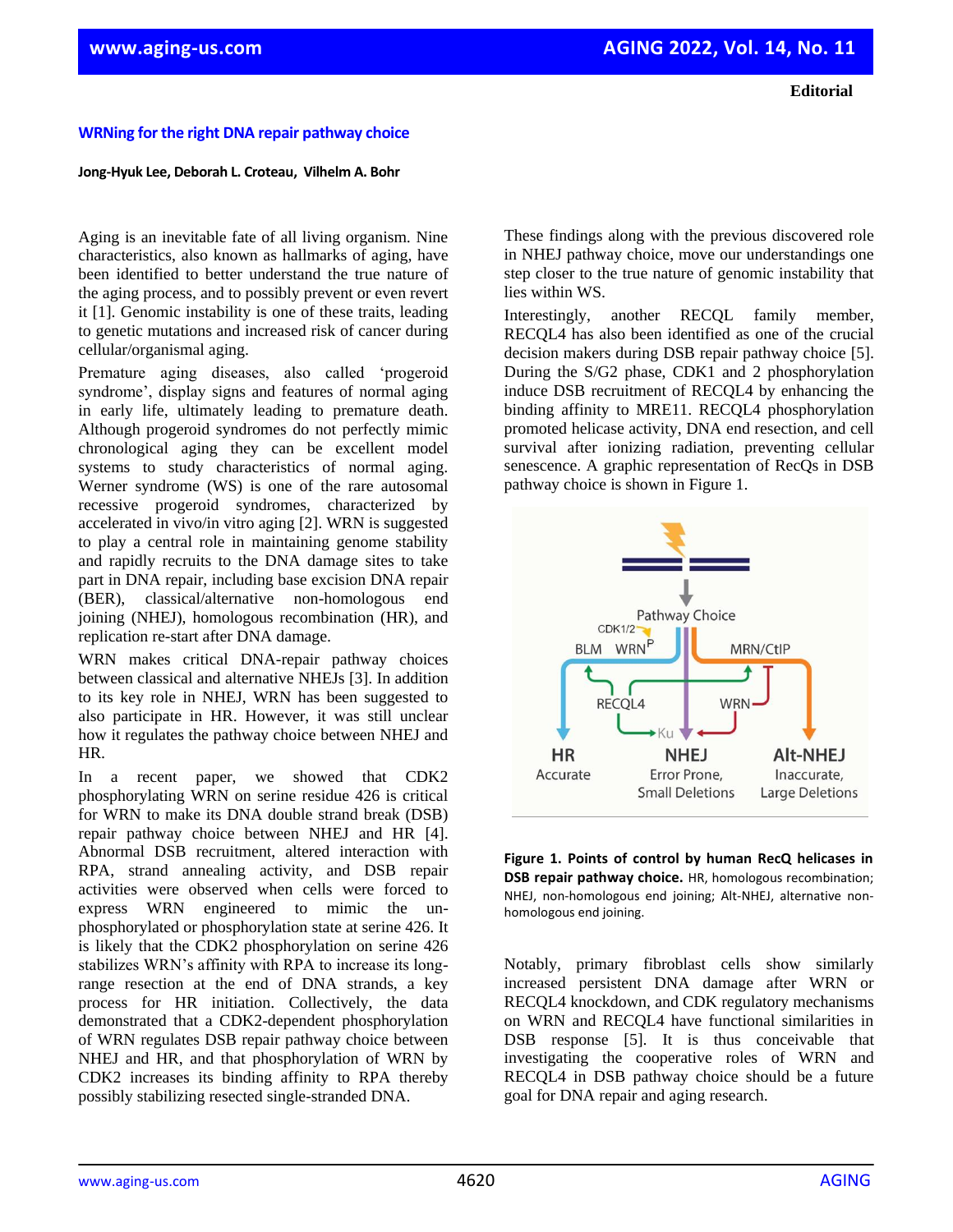**Editorial**

# WRNing for the right DNA repair pathway choice

**Jong-Hyuk Lee, Deborah L. Croteau, Vilhelm A. Bohr**

Aging is an inevitable fate of all living organism. Nine characteristics, also known as hallmarks of aging, have been identified to better understand the true nature of the aging process, and to possibly prevent or even revert it [1]. Genomic instability is one of these traits, leading to genetic mutations and increased risk of cancer during cellular/organismal aging.

Premature aging diseases, also called 'progeroid syndrome', display signs and features of normal aging in early life, ultimately leading to premature death. Although progeroid syndromes do not perfectly mimic chronological aging they can be excellent model systems to study characteristics of normal aging. Werner syndrome (WS) is one of the rare autosomal recessive progeroid syndromes, characterized by accelerated in vivo/in vitro aging [2]. WRN is suggested to play a central role in maintaining genome stability and rapidly recruits to the DNA damage sites to take part in DNA repair, including base excision DNA repair (BER), classical/alternative non-homologous end joining (NHEJ), homologous recombination (HR), and replication re-start after DNA damage.

WRN makes critical DNA-repair pathway choices between classical and alternative NHEJs [3]. In addition to its key role in NHEJ, WRN has been suggested to also participate in HR. However, it was still unclear how it regulates the pathway choice between NHEJ and HR.

In a recent paper, we showed that CDK2 phosphorylating WRN on serine residue 426 is critical for WRN to make its DNA double strand break (DSB) repair pathway choice between NHEJ and HR [4]. Abnormal DSB recruitment, altered interaction with RPA, strand annealing activity, and DSB repair activities were observed when cells were forced to express WRN engineered to mimic the un-phosphorylated or phosphorylation state at serine 426. It is likely that the CDK2 phosphorylation on serine 426 stabilizes WRN's affinity with RPA to increase its long-range resection at the end of DNA strands, a key process for HR initiation. Collectively, the data demonstrated that a CDK2-dependent phosphorylation of WRN regulates DSB repair pathway choice between NHEJ and HR, and that phosphorylation of WRN by CDK2 increases its binding affinity to RPA thereby possibly stabilizing resected single-stranded DNA.

These findings along with the previous discovered role in NHEJ pathway choice, move our understandings one step closer to the true nature of genomic instability that lies within WS.

Interestingly, another RECQL family member, RECQL4 has also been identified as one of the crucial decision makers during DSB repair pathway choice [5]. During the S/G2 phase, CDK1 and 2 phosphorylation induce DSB recruitment of RECQL4 by enhancing the binding affinity to MRE11. RECQL4 phosphorylation promoted helicase activity, DNA end resection, and cell survival after ionizing radiation, preventing cellular senescence. A graphic representation of RecQs in DSB pathway choice is shown in Figure 1.

**Figure 1. Points of control by human RecQ helicases in DSB repair pathway choice.** HR, homologous recombination; NHEJ, non-homologous end joining; Alt-NHEJ, alternative non-homologous end joining.

Notably, primary fibroblast cells show similarly increased persistent DNA damage after WRN or RECQL4 knockdown, and CDK regulatory mechanisms on WRN and RECQL4 have functional similarities in DSB response [5]. It is thus conceivable that investigating the cooperative roles of WRN and RECQL4 in DSB pathway choice should be a future goal for DNA repair and aging research.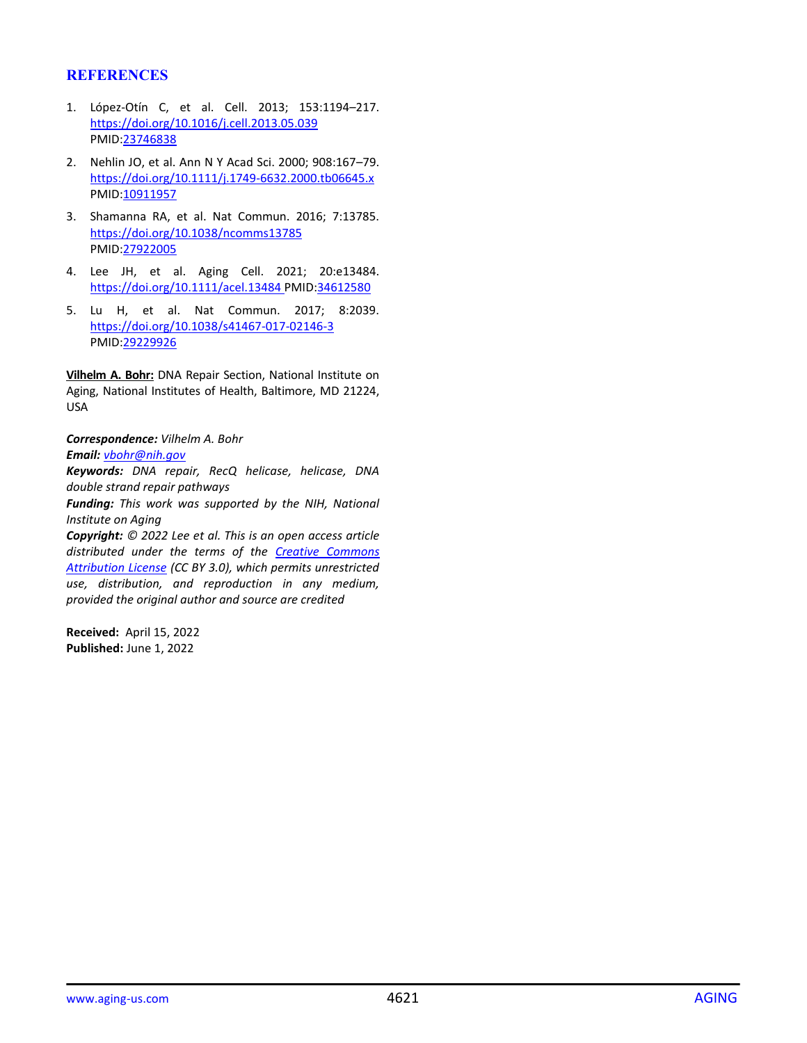## REFERENCES

1. López-Otín C, et al. Cell. 2013; 153:1194–217. https://doi.org/10.1016/j.cell.2013.05.039 PMID:23746838

2. Nehlin JO, et al. Ann N Y Acad Sci. 2000; 908:167–79. https://doi.org/10.1111/j.1749-6632.2000.tb06645.x PMID:10911957

3. Shamanna RA, et al. Nat Commun. 2016; 7:13785. https://doi.org/10.1038/ncomms13785 PMID:27922005

4. Lee JH, et al. Aging Cell. 2021; 20:e13484. https://doi.org/10.1111/acel.13484 PMID:34612580

5. Lu H, et al. Nat Commun. 2017; 8:2039. https://doi.org/10.1038/s41467-017-02146-3 PMID:29229926

**Vilhelm A. Bohr:** DNA Repair Section, National Institute on Aging, National Institutes of Health, Baltimore, MD 21224, USA

***Correspondence:*** *Vilhelm A. Bohr*
***Email:*** *vbohr@nih.gov*
***Keywords:*** *DNA repair, RecQ helicase, helicase, DNA double strand repair pathways*
***Funding:*** *This work was supported by the NIH, National Institute on Aging*
***Copyright:*** *© 2022 Lee et al. This is an open access article distributed under the terms of the Creative Commons Attribution License (CC BY 3.0), which permits unrestricted use, distribution, and reproduction in any medium, provided the original author and source are credited*

**Received:** April 15, 2022
**Published:** June 1, 2022